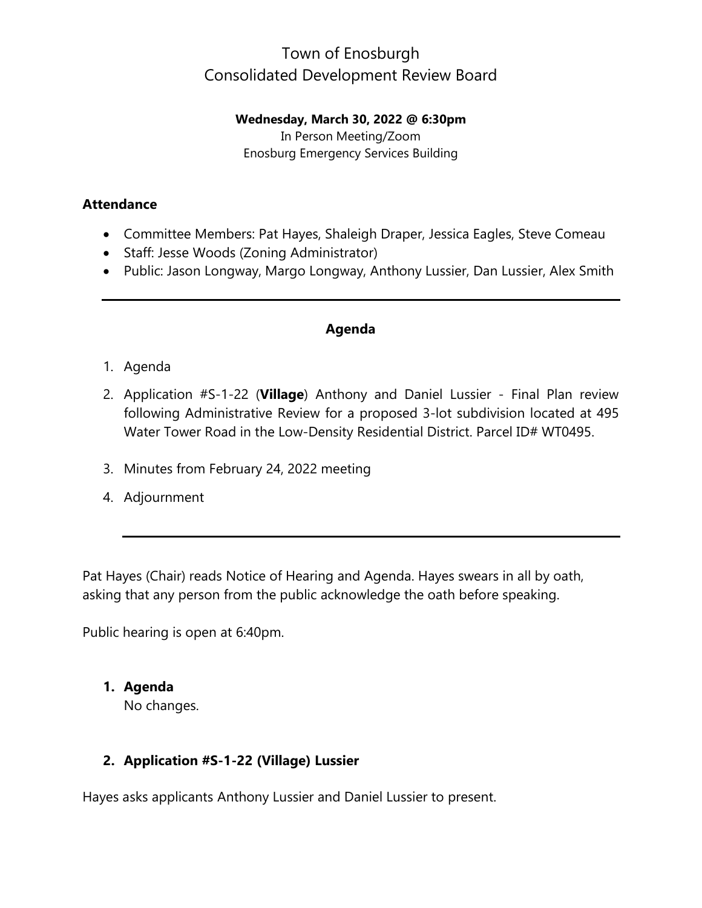# Town of Enosburgh
# Consolidated Development Review Board

**Wednesday, March 30, 2022 @ 6:30pm**
In Person Meeting/Zoom
Enosburg Emergency Services Building

**Attendance**

- Committee Members: Pat Hayes, Shaleigh Draper, Jessica Eagles, Steve Comeau
- Staff: Jesse Woods (Zoning Administrator)
- Public: Jason Longway, Margo Longway, Anthony Lussier, Dan Lussier, Alex Smith

---

**Agenda**

1. Agenda
2. Application #S-1-22 (**Village**) Anthony and Daniel Lussier - Final Plan review following Administrative Review for a proposed 3-lot subdivision located at 495 Water Tower Road in the Low-Density Residential District. Parcel ID# WT0495.
3. Minutes from February 24, 2022 meeting
4. Adjournment

---

Pat Hayes (Chair) reads Notice of Hearing and Agenda. Hayes swears in all by oath, asking that any person from the public acknowledge the oath before speaking.

Public hearing is open at 6:40pm.

1. **Agenda**
   No changes.

2. **Application #S-1-22 (Village) Lussier**

Hayes asks applicants Anthony Lussier and Daniel Lussier to present.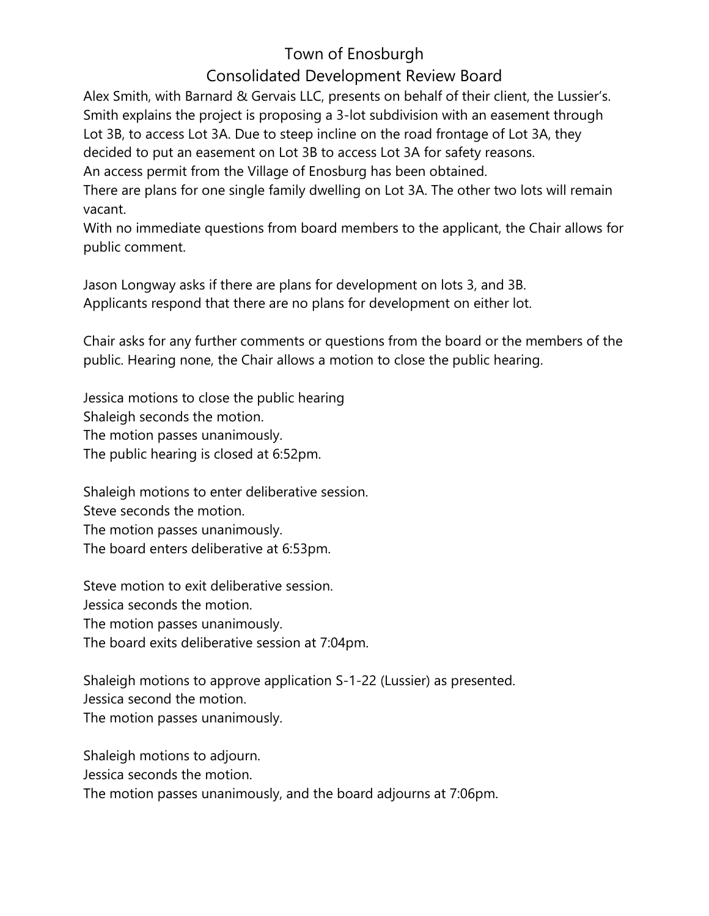Town of Enosburgh

Consolidated Development Review Board

Alex Smith, with Barnard & Gervais LLC, presents on behalf of their client, the Lussier's. Smith explains the project is proposing a 3-lot subdivision with an easement through Lot 3B, to access Lot 3A. Due to steep incline on the road frontage of Lot 3A, they decided to put an easement on Lot 3B to access Lot 3A for safety reasons.
An access permit from the Village of Enosburg has been obtained.
There are plans for one single family dwelling on Lot 3A. The other two lots will remain vacant.
With no immediate questions from board members to the applicant, the Chair allows for public comment.

Jason Longway asks if there are plans for development on lots 3, and 3B.
Applicants respond that there are no plans for development on either lot.

Chair asks for any further comments or questions from the board or the members of the public. Hearing none, the Chair allows a motion to close the public hearing.

Jessica motions to close the public hearing
Shaleigh seconds the motion.
The motion passes unanimously.
The public hearing is closed at 6:52pm.

Shaleigh motions to enter deliberative session.
Steve seconds the motion.
The motion passes unanimously.
The board enters deliberative at 6:53pm.

Steve motion to exit deliberative session.
Jessica seconds the motion.
The motion passes unanimously.
The board exits deliberative session at 7:04pm.

Shaleigh motions to approve application S-1-22 (Lussier) as presented.
Jessica second the motion.
The motion passes unanimously.

Shaleigh motions to adjourn.
Jessica seconds the motion.
The motion passes unanimously, and the board adjourns at 7:06pm.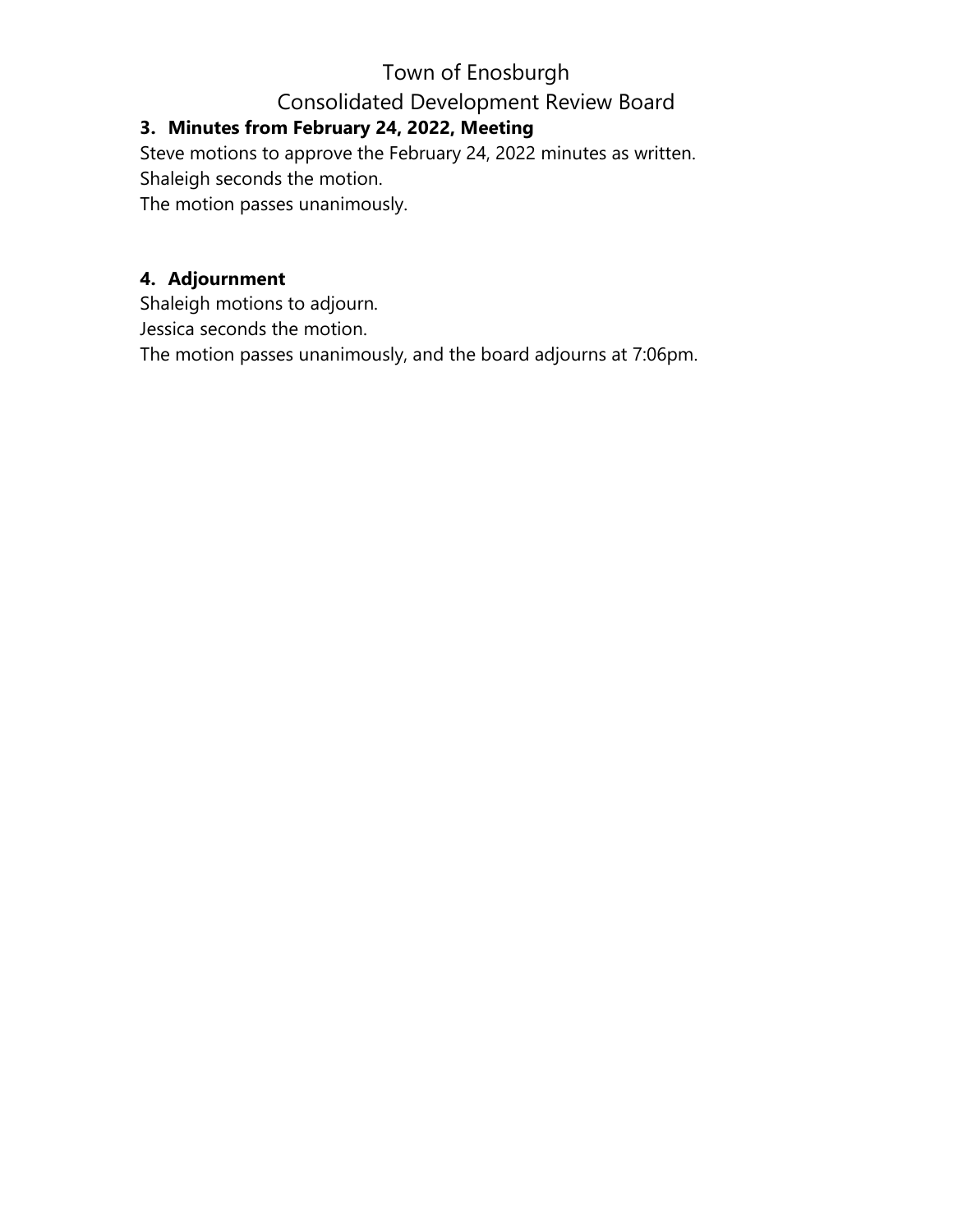### 3. Minutes from February 24, 2022, Meeting

Steve motions to approve the February 24, 2022 minutes as written.
Shaleigh seconds the motion.
The motion passes unanimously.

### 4. Adjournment

Shaleigh motions to adjourn.
Jessica seconds the motion.
The motion passes unanimously, and the board adjourns at 7:06pm.